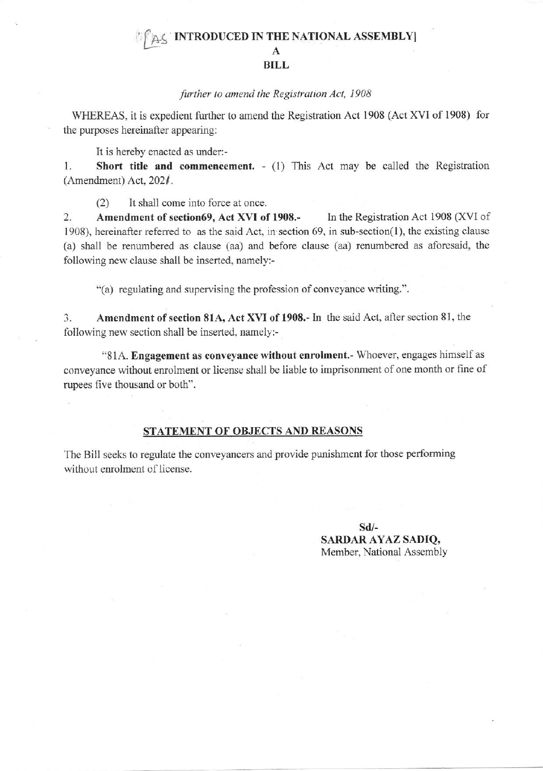# [AS INTRODUCED IN THE NATIONAL ASSEMBLY]

## A

## BILL

*further to amend the Registration Act, 1908*

WHEREAS, it is expedient further to amend the Registration Act 1908 (Act XVI of 1908) for the purposes hereinafter appearing:

It is hereby enacted as under:-

1. **Short title and commencement.** - (1) This Act may be called the Registration (Amendment) Act, 2021.

   (2) It shall come into force at once.

2. **Amendment of section69, Act XVI of 1908.-** In the Registration Act 1908 (XVI of 1908), hereinafter referred to as the said Act, in section 69, in sub-section(1), the existing clause (a) shall be renumbered as clause (aa) and before clause (aa) renumbered as aforesaid, the following new clause shall be inserted, namely:-

   "(a) regulating and supervising the profession of conveyance writing.".

3. **Amendment of section 81A, Act XVI of 1908.-** In the said Act, after section 81, the following new section shall be inserted, namely:-

   "81A. **Engagement as conveyance without enrolment.**- Whoever, engages himself as conveyance without enrolment or license shall be liable to imprisonment of one month or fine of rupees five thousand or both".

## STATEMENT OF OBJECTS AND REASONS

The Bill seeks to regulate the conveyancers and provide punishment for those performing without enrolment of license.

Sd/-
**SARDAR AYAZ SADIQ,**
Member, National Assembly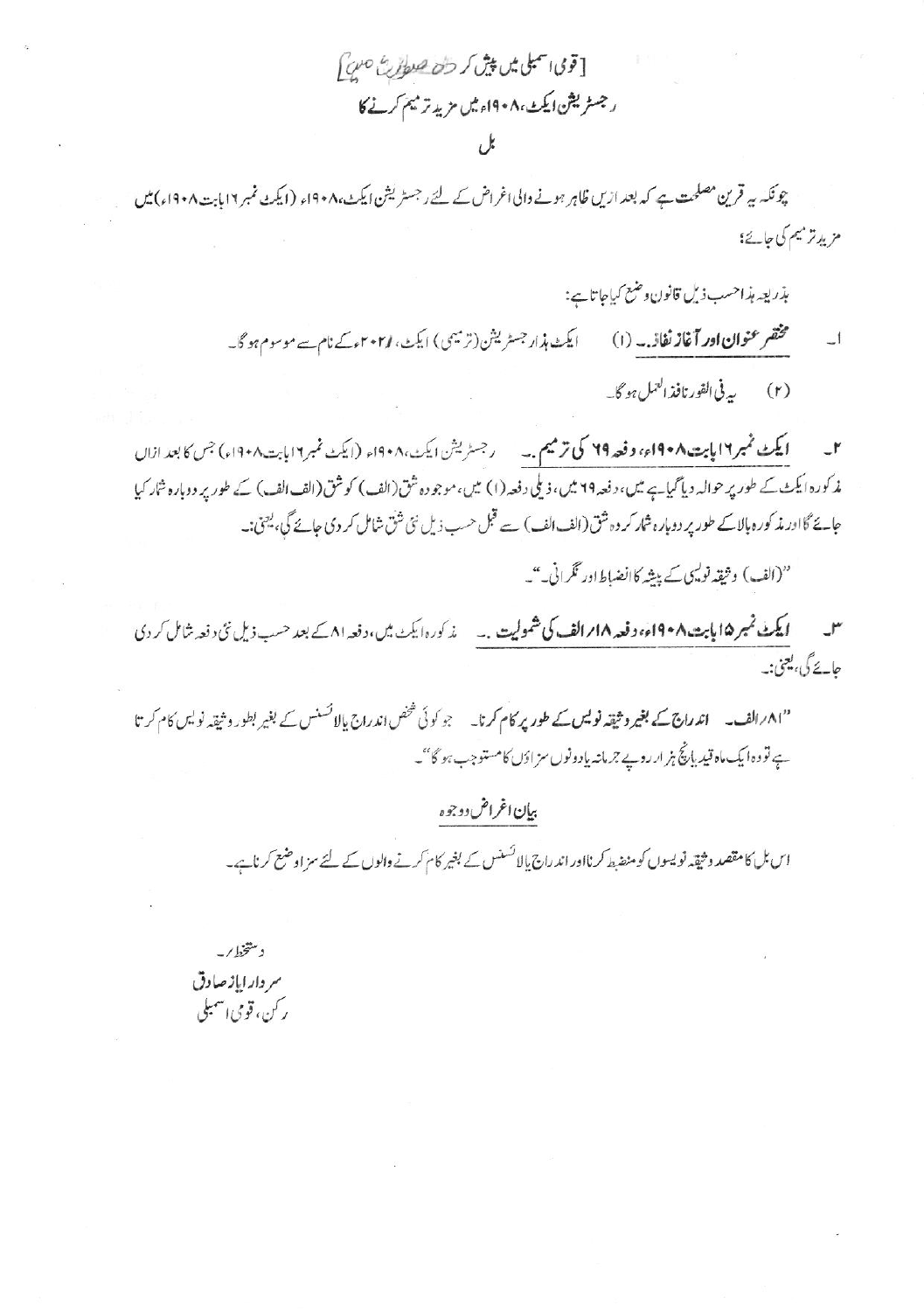[قومی اسمبلی میں پیش کردہ صورت میں]

رجسٹریشن ایکٹ، ۱۹۰۸ء میں مزید ترمیم کرنے کا

بل

چونکہ یہ قرین مصلحت ہے کہ بعد ازیں ظاہر ہونے والی اغراض کے لئے رجسٹریشن ایکٹ، ۱۹۰۸ء (ایکٹ نمبر ۱۶ بابت ۱۹۰۸ء) میں مزید ترمیم کی جائے؛

بذریعہ ہذا حسب ذیل قانون وضع کیا جاتا ہے:

۱۔ **مختصر عنوان اور آغاز نفاذ۔**۔ (۱) ایکٹ ہذا رجسٹریشن (ترمیمی) ایکٹ، ۲۰۲۱ء کے نام سے موسوم ہوگا۔

(۲) یہ فی الفور نافذ العمل ہوگا۔

۲۔ **ایکٹ نمبر ۱۶ بابت ۱۹۰۸ء، دفعہ ۶۹ کی ترمیم۔**۔ رجسٹریشن ایکٹ، ۱۹۰۸ء (ایکٹ نمبر ۱۶ بابت ۱۹۰۸ء) جس کا بعد ازاں مذکورہ ایکٹ کے طور پر حوالہ دیا گیا ہے میں، دفعہ ۶۹ میں، ذیلی دفعہ (۱) میں، موجودہ شق (الف) کو شق (الف الف) کے طور پر دوبارہ شمار کیا جائے گا اور مذکورہ بالا کے طور پر دوبارہ شمار کردہ شق (الف الف) سے قبل حسب ذیل نئی شق شامل کر دی جائے گی، یعنی:۔

"(الف) وثیقہ نویسی کے پیشہ کا انضباط اور نگرانی۔"۔

۳۔ **ایکٹ نمبر ۱۶ بابت ۱۹۰۸ء، دفعہ ۸۱/الف کی شمولیت۔**۔ مذکورہ ایکٹ میں، دفعہ ۸۱ کے بعد حسب ذیل نئی دفعہ شامل کر دی جائے گی، یعنی:۔

"۸۱/الف۔ **اندراج کے بغیر وثیقہ نویس کے طور پر کام کرنا۔**۔ جو کوئی شخص اندراج یا لائسنس کے بغیر بطور وثیقہ نویس کام کرتا ہے تو وہ ایک ماہ قید یا پانچ ہزار روپے جرمانہ یا دونوں سزاؤں کا مستوجب ہوگا"۔

## بیان اغراض و وجوہ

اس بل کا مقصد وثیقہ نویسوں کو منضبط کرنا اور اندراج یا لائسنس کے بغیر کام کرنے والوں کے لئے سزا وضع کرنا ہے۔

دستخط/۔
سردار ایاز صادق
رکن، قومی اسمبلی